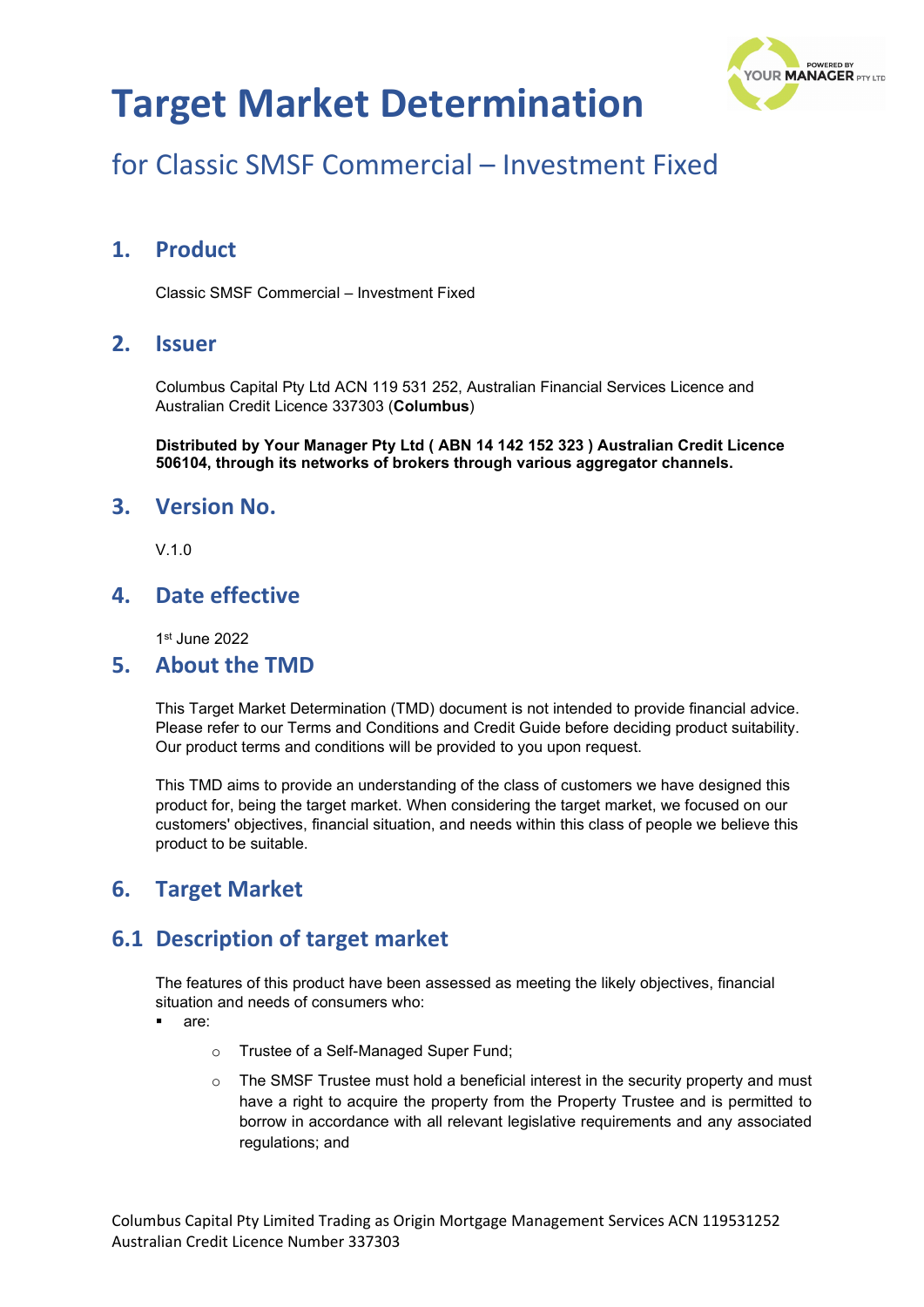# Target Market Determination

## for Classic SMSF Commercial – Investment Fixed

## 1. Product

Classic SMSF Commercial – Investment Fixed

## 2. Issuer

Columbus Capital Pty Ltd ACN 119 531 252, Australian Financial Services Licence and Australian Credit Licence 337303 (**Columbus**)

**Distributed by Your Manager Pty Ltd ( ABN 14 142 152 323 ) Australian Credit Licence 506104, through its networks of brokers through various aggregator channels.**

## 3. Version No.

V.1.0

## 4. Date effective

1st June 2022

## 5. About the TMD

This Target Market Determination (TMD) document is not intended to provide financial advice. Please refer to our Terms and Conditions and Credit Guide before deciding product suitability. Our product terms and conditions will be provided to you upon request.

This TMD aims to provide an understanding of the class of customers we have designed this product for, being the target market. When considering the target market, we focused on our customers' objectives, financial situation, and needs within this class of people we believe this product to be suitable.

## 6. Target Market

## 6.1 Description of target market

The features of this product have been assessed as meeting the likely objectives, financial situation and needs of consumers who:

- are:
  - Trustee of a Self-Managed Super Fund;
  - The SMSF Trustee must hold a beneficial interest in the security property and must have a right to acquire the property from the Property Trustee and is permitted to borrow in accordance with all relevant legislative requirements and any associated regulations; and

Columbus Capital Pty Limited Trading as Origin Mortgage Management Services ACN 119531252
Australian Credit Licence Number 337303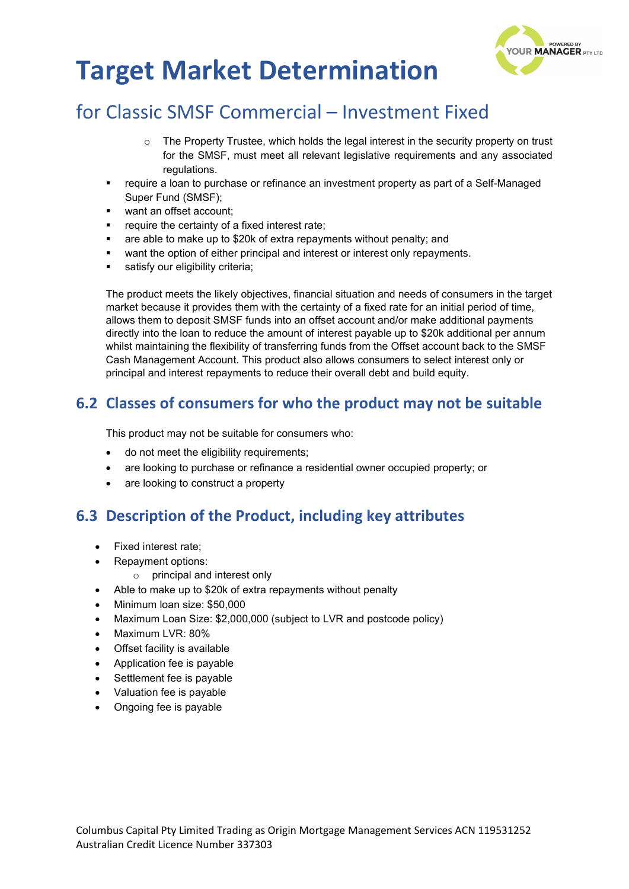# Target Market Determination

## for Classic SMSF Commercial – Investment Fixed

  - The Property Trustee, which holds the legal interest in the security property on trust for the SMSF, must meet all relevant legislative requirements and any associated regulations.
- require a loan to purchase or refinance an investment property as part of a Self-Managed Super Fund (SMSF);
- want an offset account;
- require the certainty of a fixed interest rate;
- are able to make up to $20k of extra repayments without penalty; and
- want the option of either principal and interest or interest only repayments.
- satisfy our eligibility criteria;

The product meets the likely objectives, financial situation and needs of consumers in the target market because it provides them with the certainty of a fixed rate for an initial period of time, allows them to deposit SMSF funds into an offset account and/or make additional payments directly into the loan to reduce the amount of interest payable up to $20k additional per annum whilst maintaining the flexibility of transferring funds from the Offset account back to the SMSF Cash Management Account. This product also allows consumers to select interest only or principal and interest repayments to reduce their overall debt and build equity.

## 6.2 Classes of consumers for who the product may not be suitable

This product may not be suitable for consumers who:

- do not meet the eligibility requirements;
- are looking to purchase or refinance a residential owner occupied property; or
- are looking to construct a property

## 6.3 Description of the Product, including key attributes

- Fixed interest rate;
- Repayment options:
  - principal and interest only
- Able to make up to $20k of extra repayments without penalty
- Minimum loan size: $50,000
- Maximum Loan Size: $2,000,000 (subject to LVR and postcode policy)
- Maximum LVR: 80%
- Offset facility is available
- Application fee is payable
- Settlement fee is payable
- Valuation fee is payable
- Ongoing fee is payable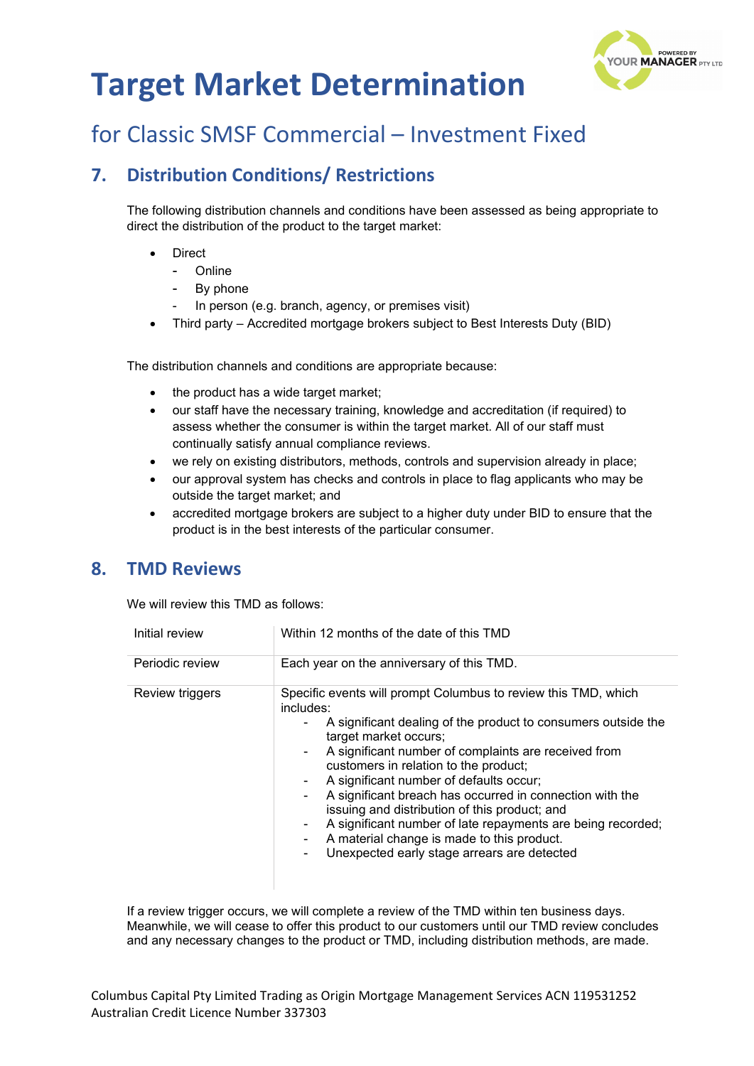# Target Market Determination

## for Classic SMSF Commercial – Investment Fixed

## 7. Distribution Conditions/ Restrictions

The following distribution channels and conditions have been assessed as being appropriate to direct the distribution of the product to the target market:

- Direct
  - Online
  - By phone
  - In person (e.g. branch, agency, or premises visit)
- Third party – Accredited mortgage brokers subject to Best Interests Duty (BID)

The distribution channels and conditions are appropriate because:

- the product has a wide target market;
- our staff have the necessary training, knowledge and accreditation (if required) to assess whether the consumer is within the target market. All of our staff must continually satisfy annual compliance reviews.
- we rely on existing distributors, methods, controls and supervision already in place;
- our approval system has checks and controls in place to flag applicants who may be outside the target market; and
- accredited mortgage brokers are subject to a higher duty under BID to ensure that the product is in the best interests of the particular consumer.

## 8. TMD Reviews

We will review this TMD as follows:

| | |
|---|---|
| Initial review | Within 12 months of the date of this TMD |
| Periodic review | Each year on the anniversary of this TMD. |
| Review triggers | Specific events will prompt Columbus to review this TMD, which includes:<br>- A significant dealing of the product to consumers outside the target market occurs;<br>- A significant number of complaints are received from customers in relation to the product;<br>- A significant number of defaults occur;<br>- A significant breach has occurred in connection with the issuing and distribution of this product; and<br>- A significant number of late repayments are being recorded;<br>- A material change is made to this product.<br>- Unexpected early stage arrears are detected |

If a review trigger occurs, we will complete a review of the TMD within ten business days. Meanwhile, we will cease to offer this product to our customers until our TMD review concludes and any necessary changes to the product or TMD, including distribution methods, are made.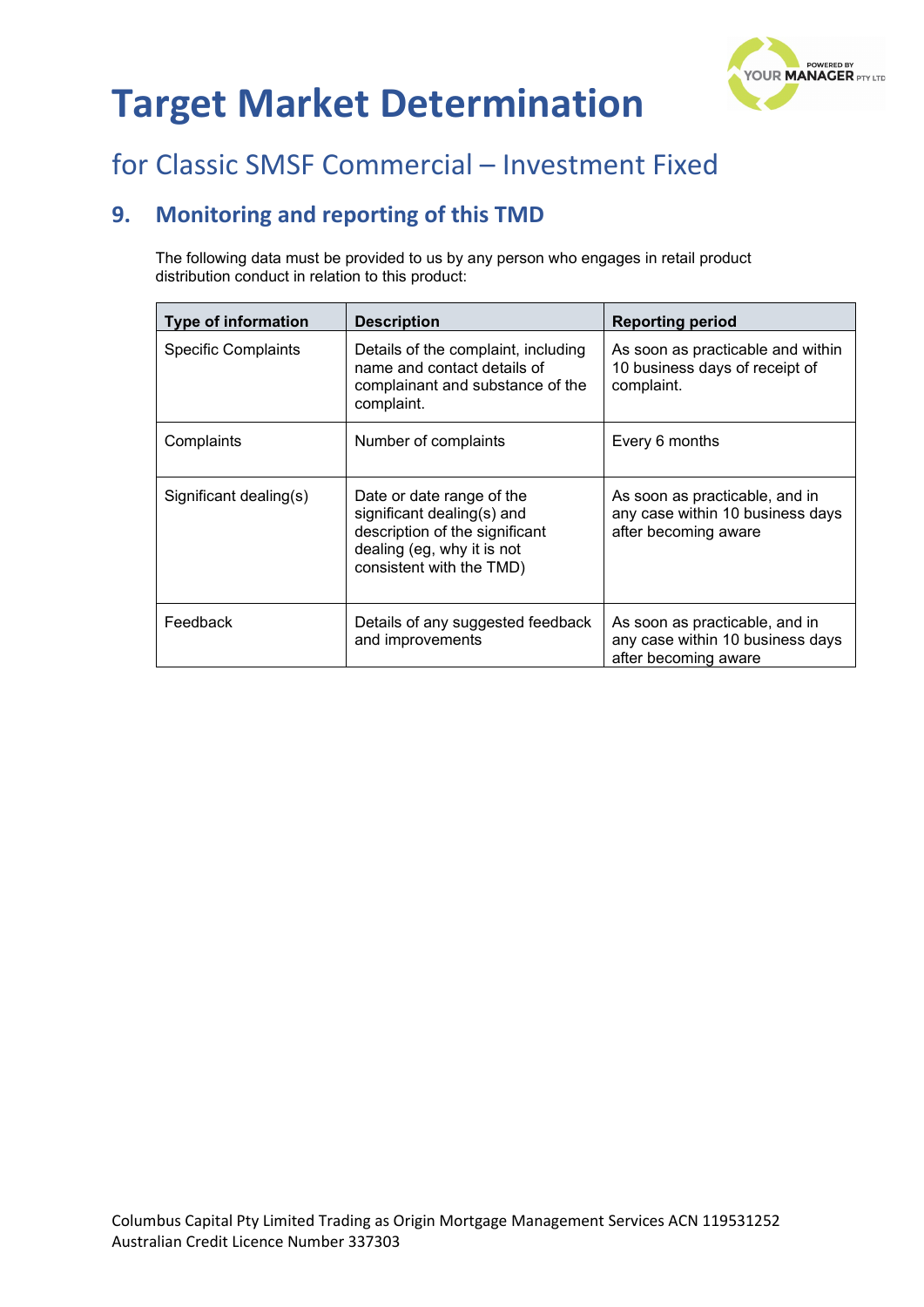# Target Market Determination

## for Classic SMSF Commercial – Investment Fixed

## 9. Monitoring and reporting of this TMD

The following data must be provided to us by any person who engages in retail product distribution conduct in relation to this product:

| Type of information | Description | Reporting period |
|---|---|---|
| Specific Complaints | Details of the complaint, including name and contact details of complainant and substance of the complaint. | As soon as practicable and within 10 business days of receipt of complaint. |
| Complaints | Number of complaints | Every 6 months |
| Significant dealing(s) | Date or date range of the significant dealing(s) and description of the significant dealing (eg, why it is not consistent with the TMD) | As soon as practicable, and in any case within 10 business days after becoming aware |
| Feedback | Details of any suggested feedback and improvements | As soon as practicable, and in any case within 10 business days after becoming aware |

Columbus Capital Pty Limited Trading as Origin Mortgage Management Services ACN 119531252
Australian Credit Licence Number 337303